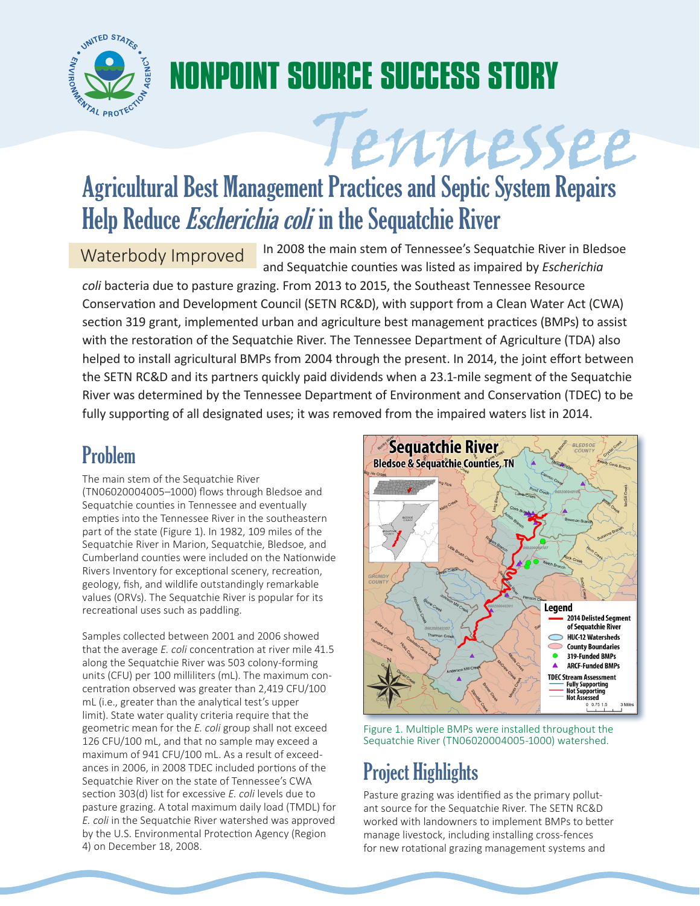# NONPOINT SOURCE SUCCESS STORY

# Tennessee

## Agricultural Best Management Practices and Septic System Repairs Help Reduce *Escherichia coli* in the Sequatchie River

**Waterbody Improved**

In 2008 the main stem of Tennessee's Sequatchie River in Bledsoe and Sequatchie counties was listed as impaired by *Escherichia coli* bacteria due to pasture grazing. From 2013 to 2015, the Southeast Tennessee Resource Conservation and Development Council (SETN RC&D), with support from a Clean Water Act (CWA) section 319 grant, implemented urban and agriculture best management practices (BMPs) to assist with the restoration of the Sequatchie River. The Tennessee Department of Agriculture (TDA) also helped to install agricultural BMPs from 2004 through the present. In 2014, the joint effort between the SETN RC&D and its partners quickly paid dividends when a 23.1-mile segment of the Sequatchie River was determined by the Tennessee Department of Environment and Conservation (TDEC) to be fully supporting of all designated uses; it was removed from the impaired waters list in 2014.

## Problem

The main stem of the Sequatchie River (TN06020004005–1000) flows through Bledsoe and Sequatchie counties in Tennessee and eventually empties into the Tennessee River in the southeastern part of the state (Figure 1). In 1982, 109 miles of the Sequatchie River in Marion, Sequatchie, Bledsoe, and Cumberland counties were included on the Nationwide Rivers Inventory for exceptional scenery, recreation, geology, fish, and wildlife outstandingly remarkable values (ORVs). The Sequatchie River is popular for its recreational uses such as paddling.

Samples collected between 2001 and 2006 showed that the average *E. coli* concentration at river mile 41.5 along the Sequatchie River was 503 colony-forming units (CFU) per 100 milliliters (mL). The maximum concentration observed was greater than 2,419 CFU/100 mL (i.e., greater than the analytical test's upper limit). State water quality criteria require that the geometric mean for the *E. coli* group shall not exceed 126 CFU/100 mL, and that no sample may exceed a maximum of 941 CFU/100 mL. As a result of exceedances in 2006, in 2008 TDEC included portions of the Sequatchie River on the state of Tennessee's CWA section 303(d) list for excessive *E. coli* levels due to pasture grazing. A total maximum daily load (TMDL) for *E. coli* in the Sequatchie River watershed was approved by the U.S. Environmental Protection Agency (Region 4) on December 18, 2008.

Figure 1. Multiple BMPs were installed throughout the Sequatchie River (TN06020004005-1000) watershed.

## Project Highlights

Pasture grazing was identified as the primary pollutant source for the Sequatchie River. The SETN RC&D worked with landowners to implement BMPs to better manage livestock, including installing cross-fences for new rotational grazing management systems and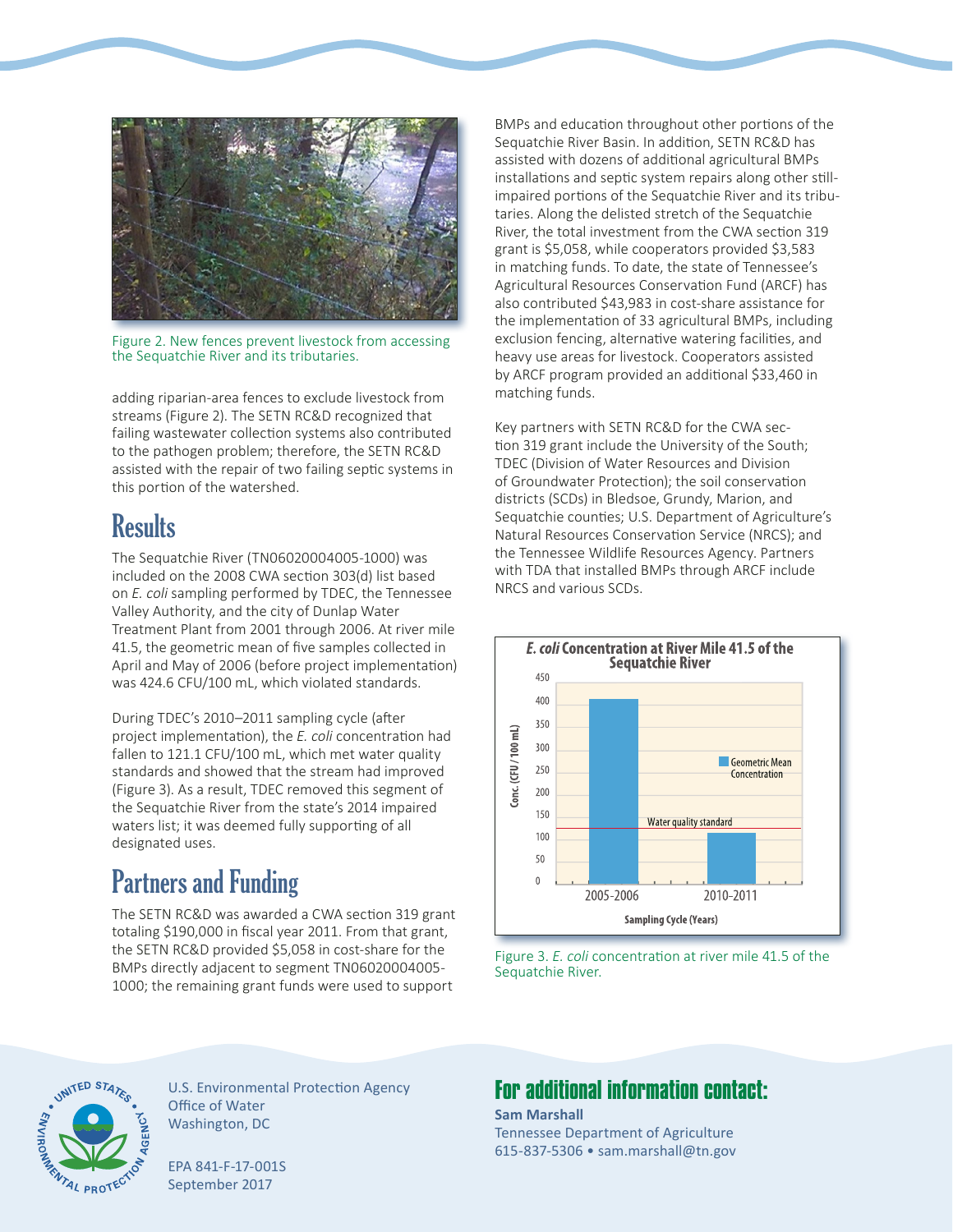Figure 2. New fences prevent livestock from accessing the Sequatchie River and its tributaries.

adding riparian-area fences to exclude livestock from streams (Figure 2). The SETN RC&D recognized that failing wastewater collection systems also contributed to the pathogen problem; therefore, the SETN RC&D assisted with the repair of two failing septic systems in this portion of the watershed.

## Results

The Sequatchie River (TN06020004005-1000) was included on the 2008 CWA section 303(d) list based on *E. coli* sampling performed by TDEC, the Tennessee Valley Authority, and the city of Dunlap Water Treatment Plant from 2001 through 2006. At river mile 41.5, the geometric mean of five samples collected in April and May of 2006 (before project implementation) was 424.6 CFU/100 mL, which violated standards.

During TDEC's 2010–2011 sampling cycle (after project implementation), the *E. coli* concentration had fallen to 121.1 CFU/100 mL, which met water quality standards and showed that the stream had improved (Figure 3). As a result, TDEC removed this segment of the Sequatchie River from the state's 2014 impaired waters list; it was deemed fully supporting of all designated uses.

## Partners and Funding

The SETN RC&D was awarded a CWA section 319 grant totaling $190,000 in fiscal year 2011. From that grant, the SETN RC&D provided $5,058 in cost-share for the BMPs directly adjacent to segment TN06020004005-1000; the remaining grant funds were used to support BMPs and education throughout other portions of the Sequatchie River Basin. In addition, SETN RC&D has assisted with dozens of additional agricultural BMPs installations and septic system repairs along other still-impaired portions of the Sequatchie River and its tributaries. Along the delisted stretch of the Sequatchie River, the total investment from the CWA section 319 grant is $5,058, while cooperators provided $3,583 in matching funds. To date, the state of Tennessee's Agricultural Resources Conservation Fund (ARCF) has also contributed $43,983 in cost-share assistance for the implementation of 33 agricultural BMPs, including exclusion fencing, alternative watering facilities, and heavy use areas for livestock. Cooperators assisted by ARCF program provided an additional $33,460 in matching funds.

Key partners with SETN RC&D for the CWA section 319 grant include the University of the South; TDEC (Division of Water Resources and Division of Groundwater Protection); the soil conservation districts (SCDs) in Bledsoe, Grundy, Marion, and Sequatchie counties; U.S. Department of Agriculture's Natural Resources Conservation Service (NRCS); and the Tennessee Wildlife Resources Agency. Partners with TDA that installed BMPs through ARCF include NRCS and various SCDs.

***E. coli* Concentration at River Mile 41.5 of the Sequatchie River**

Conc. (CFU/100 mL)

450
400
350
300
250
200
150
100
50
0

Geometric Mean Concentration

Water quality standard

2005-2006
2010-2011

Sampling Cycle (Years)

Figure 3. *E. coli* concentration at river mile 41.5 of the Sequatchie River.

U.S. Environmental Protection Agency
Office of Water
Washington, DC

EPA 841-F-17-001S
September 2017

## For additional information contact:

**Sam Marshall**
Tennessee Department of Agriculture
615-837-5306 • sam.marshall@tn.gov